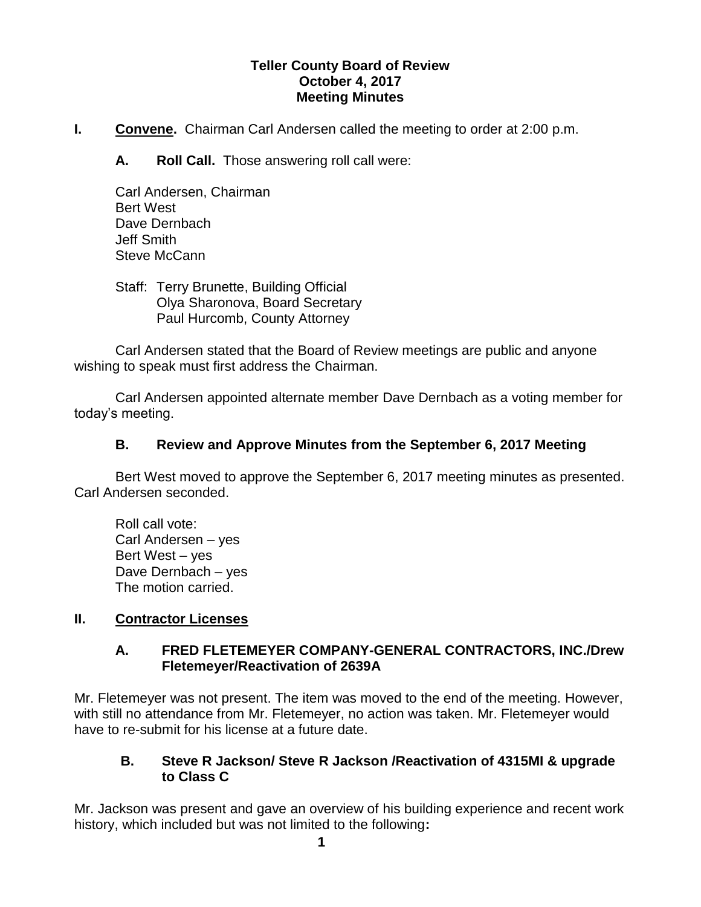**Teller County Board of Review**
**October 4, 2017**
**Meeting Minutes**

**I. Convene.** Chairman Carl Andersen called the meeting to order at 2:00 p.m.

**A. Roll Call.** Those answering roll call were:

Carl Andersen, Chairman
Bert West
Dave Dernbach
Jeff Smith
Steve McCann

Staff: Terry Brunette, Building Official
Olya Sharonova, Board Secretary
Paul Hurcomb, County Attorney

Carl Andersen stated that the Board of Review meetings are public and anyone wishing to speak must first address the Chairman.

Carl Andersen appointed alternate member Dave Dernbach as a voting member for today's meeting.

**B. Review and Approve Minutes from the September 6, 2017 Meeting**

Bert West moved to approve the September 6, 2017 meeting minutes as presented. Carl Andersen seconded.

Roll call vote:
Carl Andersen – yes
Bert West – yes
Dave Dernbach – yes
The motion carried.

**II. Contractor Licenses**

**A. FRED FLETEMEYER COMPANY-GENERAL CONTRACTORS, INC./Drew Fletemeyer/Reactivation of 2639A**

Mr. Fletemeyer was not present. The item was moved to the end of the meeting. However, with still no attendance from Mr. Fletemeyer, no action was taken. Mr. Fletemeyer would have to re-submit for his license at a future date.

**B. Steve R Jackson/ Steve R Jackson /Reactivation of 4315MI & upgrade to Class C**

Mr. Jackson was present and gave an overview of his building experience and recent work history, which included but was not limited to the following**:**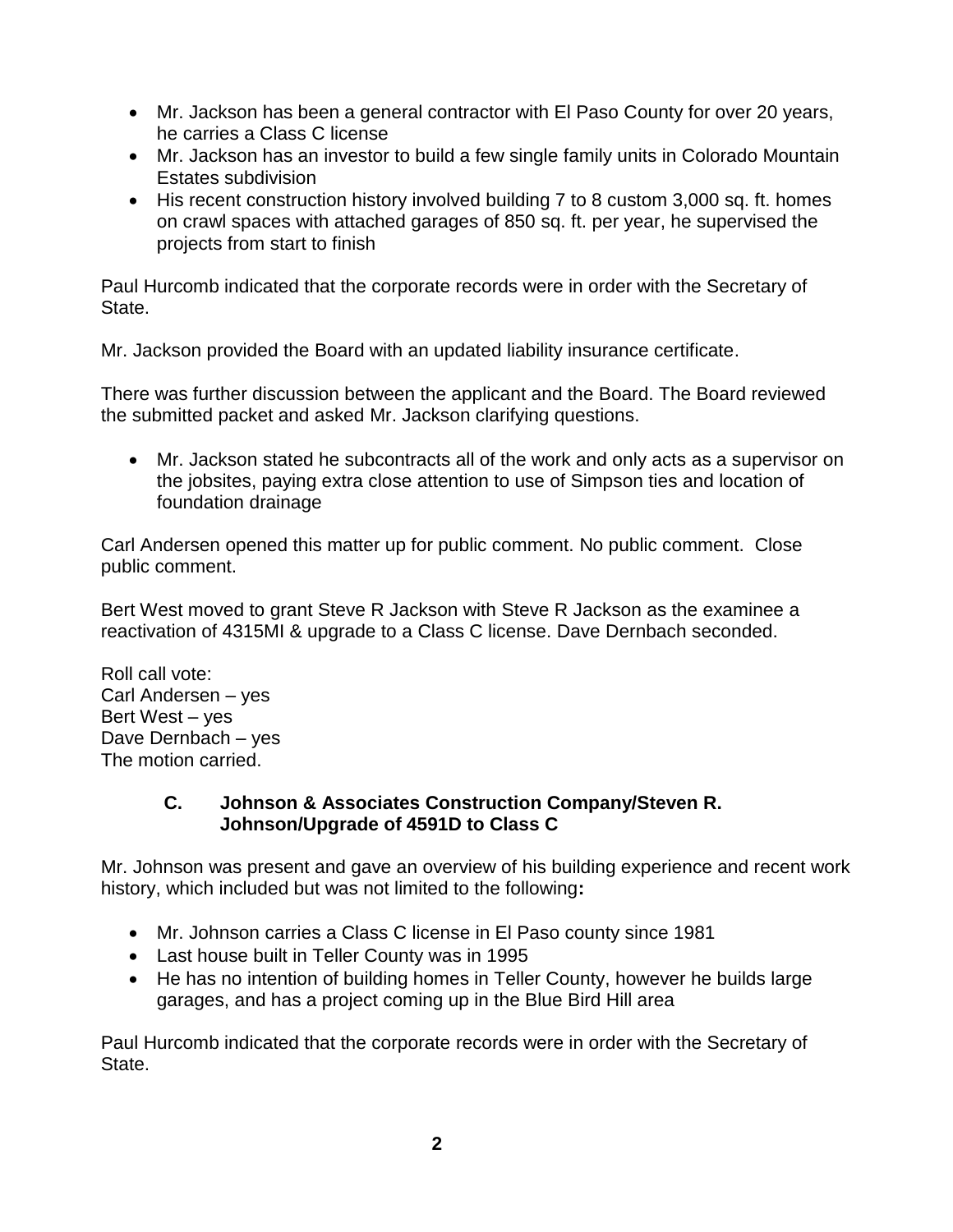- Mr. Jackson has been a general contractor with El Paso County for over 20 years, he carries a Class C license
- Mr. Jackson has an investor to build a few single family units in Colorado Mountain Estates subdivision
- His recent construction history involved building 7 to 8 custom 3,000 sq. ft. homes on crawl spaces with attached garages of 850 sq. ft. per year, he supervised the projects from start to finish

Paul Hurcomb indicated that the corporate records were in order with the Secretary of State.

Mr. Jackson provided the Board with an updated liability insurance certificate.

There was further discussion between the applicant and the Board. The Board reviewed the submitted packet and asked Mr. Jackson clarifying questions.

- Mr. Jackson stated he subcontracts all of the work and only acts as a supervisor on the jobsites, paying extra close attention to use of Simpson ties and location of foundation drainage

Carl Andersen opened this matter up for public comment. No public comment. Close public comment.

Bert West moved to grant Steve R Jackson with Steve R Jackson as the examinee a reactivation of 4315MI & upgrade to a Class C license. Dave Dernbach seconded.

Roll call vote:
Carl Andersen – yes
Bert West – yes
Dave Dernbach – yes
The motion carried.

### C. Johnson & Associates Construction Company/Steven R. Johnson/Upgrade of 4591D to Class C

Mr. Johnson was present and gave an overview of his building experience and recent work history, which included but was not limited to the following**:**

- Mr. Johnson carries a Class C license in El Paso county since 1981
- Last house built in Teller County was in 1995
- He has no intention of building homes in Teller County, however he builds large garages, and has a project coming up in the Blue Bird Hill area

Paul Hurcomb indicated that the corporate records were in order with the Secretary of State.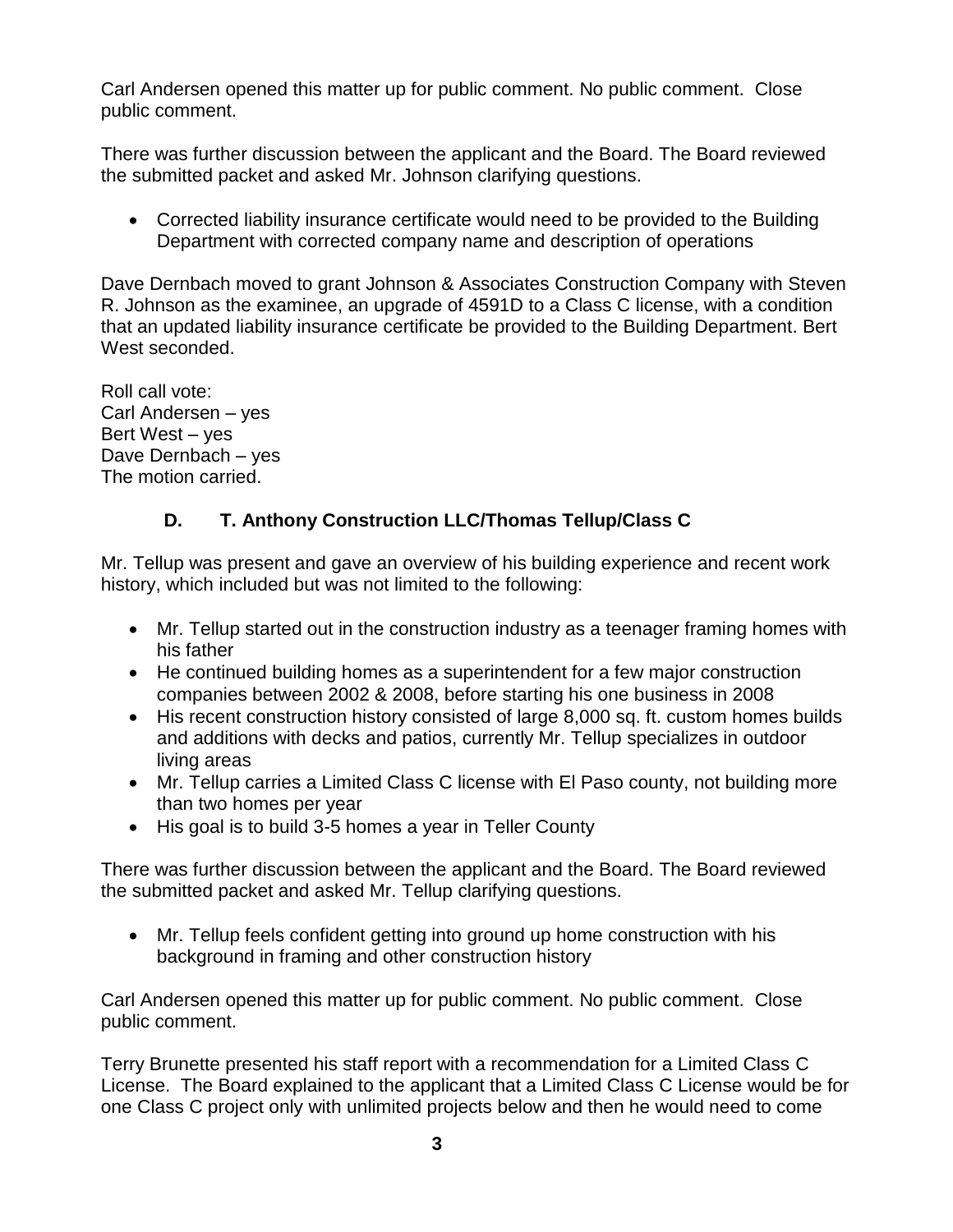Carl Andersen opened this matter up for public comment. No public comment. Close public comment.

There was further discussion between the applicant and the Board. The Board reviewed the submitted packet and asked Mr. Johnson clarifying questions.

- Corrected liability insurance certificate would need to be provided to the Building Department with corrected company name and description of operations

Dave Dernbach moved to grant Johnson & Associates Construction Company with Steven R. Johnson as the examinee, an upgrade of 4591D to a Class C license, with a condition that an updated liability insurance certificate be provided to the Building Department. Bert West seconded.

Roll call vote:
Carl Andersen – yes
Bert West – yes
Dave Dernbach – yes
The motion carried.

### D. T. Anthony Construction LLC/Thomas Tellup/Class C

Mr. Tellup was present and gave an overview of his building experience and recent work history, which included but was not limited to the following:

- Mr. Tellup started out in the construction industry as a teenager framing homes with his father
- He continued building homes as a superintendent for a few major construction companies between 2002 & 2008, before starting his one business in 2008
- His recent construction history consisted of large 8,000 sq. ft. custom homes builds and additions with decks and patios, currently Mr. Tellup specializes in outdoor living areas
- Mr. Tellup carries a Limited Class C license with El Paso county, not building more than two homes per year
- His goal is to build 3-5 homes a year in Teller County

There was further discussion between the applicant and the Board. The Board reviewed the submitted packet and asked Mr. Tellup clarifying questions.

- Mr. Tellup feels confident getting into ground up home construction with his background in framing and other construction history

Carl Andersen opened this matter up for public comment. No public comment. Close public comment.

Terry Brunette presented his staff report with a recommendation for a Limited Class C License. The Board explained to the applicant that a Limited Class C License would be for one Class C project only with unlimited projects below and then he would need to come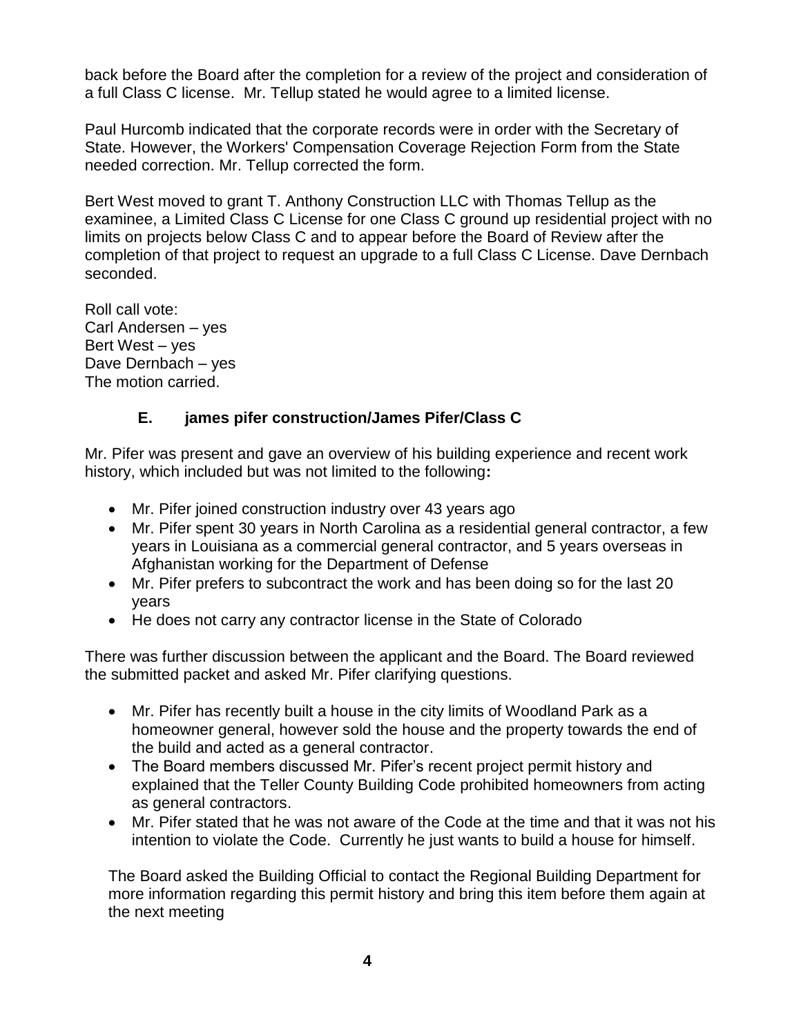back before the Board after the completion for a review of the project and consideration of a full Class C license. Mr. Tellup stated he would agree to a limited license.

Paul Hurcomb indicated that the corporate records were in order with the Secretary of State. However, the Workers' Compensation Coverage Rejection Form from the State needed correction. Mr. Tellup corrected the form.

Bert West moved to grant T. Anthony Construction LLC with Thomas Tellup as the examinee, a Limited Class C License for one Class C ground up residential project with no limits on projects below Class C and to appear before the Board of Review after the completion of that project to request an upgrade to a full Class C License. Dave Dernbach seconded.

Roll call vote:
Carl Andersen – yes
Bert West – yes
Dave Dernbach – yes
The motion carried.

### E. james pifer construction/James Pifer/Class C

Mr. Pifer was present and gave an overview of his building experience and recent work history, which included but was not limited to the following**:**

- Mr. Pifer joined construction industry over 43 years ago
- Mr. Pifer spent 30 years in North Carolina as a residential general contractor, a few years in Louisiana as a commercial general contractor, and 5 years overseas in Afghanistan working for the Department of Defense
- Mr. Pifer prefers to subcontract the work and has been doing so for the last 20 years
- He does not carry any contractor license in the State of Colorado

There was further discussion between the applicant and the Board. The Board reviewed the submitted packet and asked Mr. Pifer clarifying questions.

- Mr. Pifer has recently built a house in the city limits of Woodland Park as a homeowner general, however sold the house and the property towards the end of the build and acted as a general contractor.
- The Board members discussed Mr. Pifer's recent project permit history and explained that the Teller County Building Code prohibited homeowners from acting as general contractors.
- Mr. Pifer stated that he was not aware of the Code at the time and that it was not his intention to violate the Code. Currently he just wants to build a house for himself.

The Board asked the Building Official to contact the Regional Building Department for more information regarding this permit history and bring this item before them again at the next meeting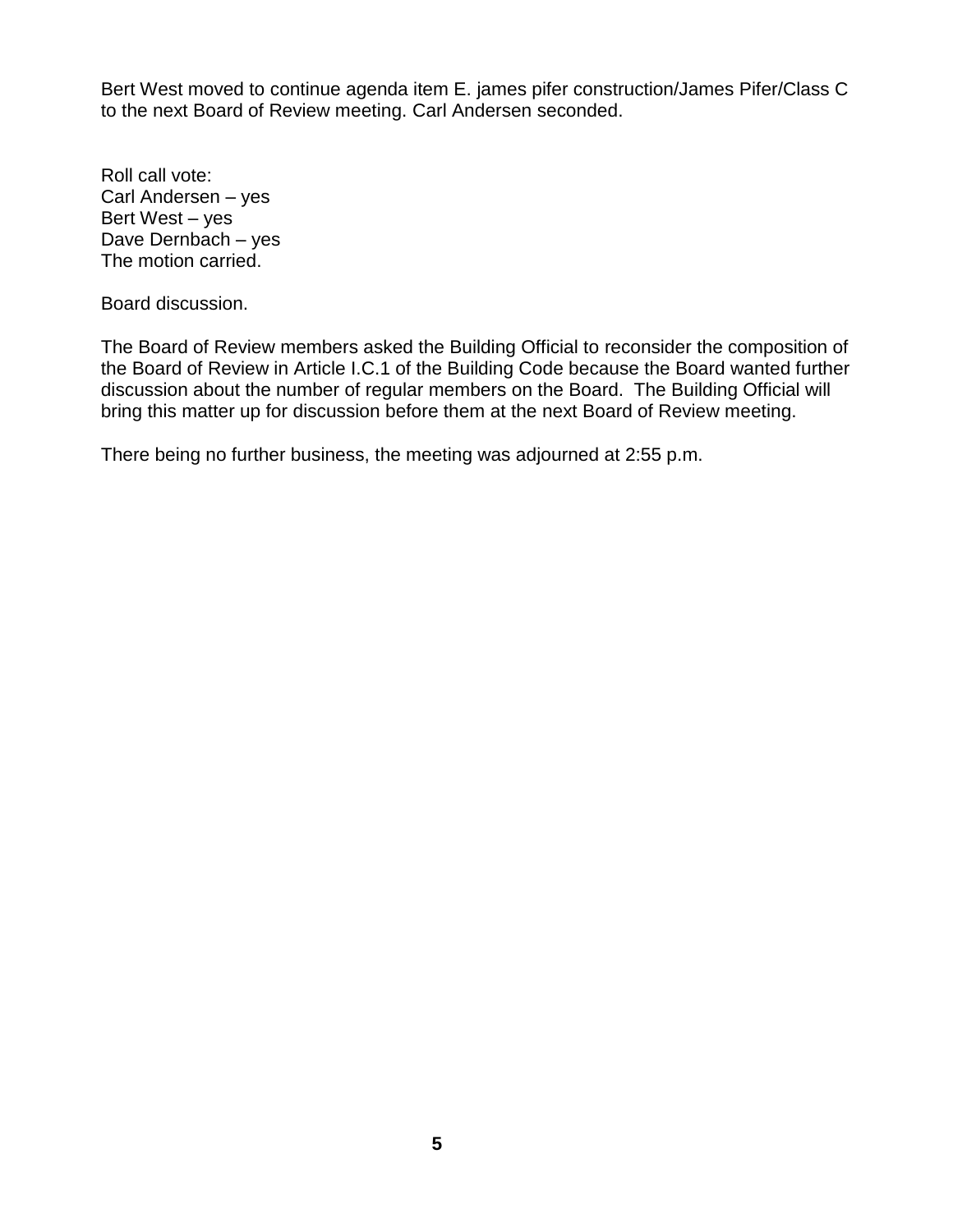Bert West moved to continue agenda item E. james pifer construction/James Pifer/Class C to the next Board of Review meeting. Carl Andersen seconded.

Roll call vote:
Carl Andersen – yes
Bert West – yes
Dave Dernbach – yes
The motion carried.

Board discussion.

The Board of Review members asked the Building Official to reconsider the composition of the Board of Review in Article I.C.1 of the Building Code because the Board wanted further discussion about the number of regular members on the Board. The Building Official will bring this matter up for discussion before them at the next Board of Review meeting.

There being no further business, the meeting was adjourned at 2:55 p.m.